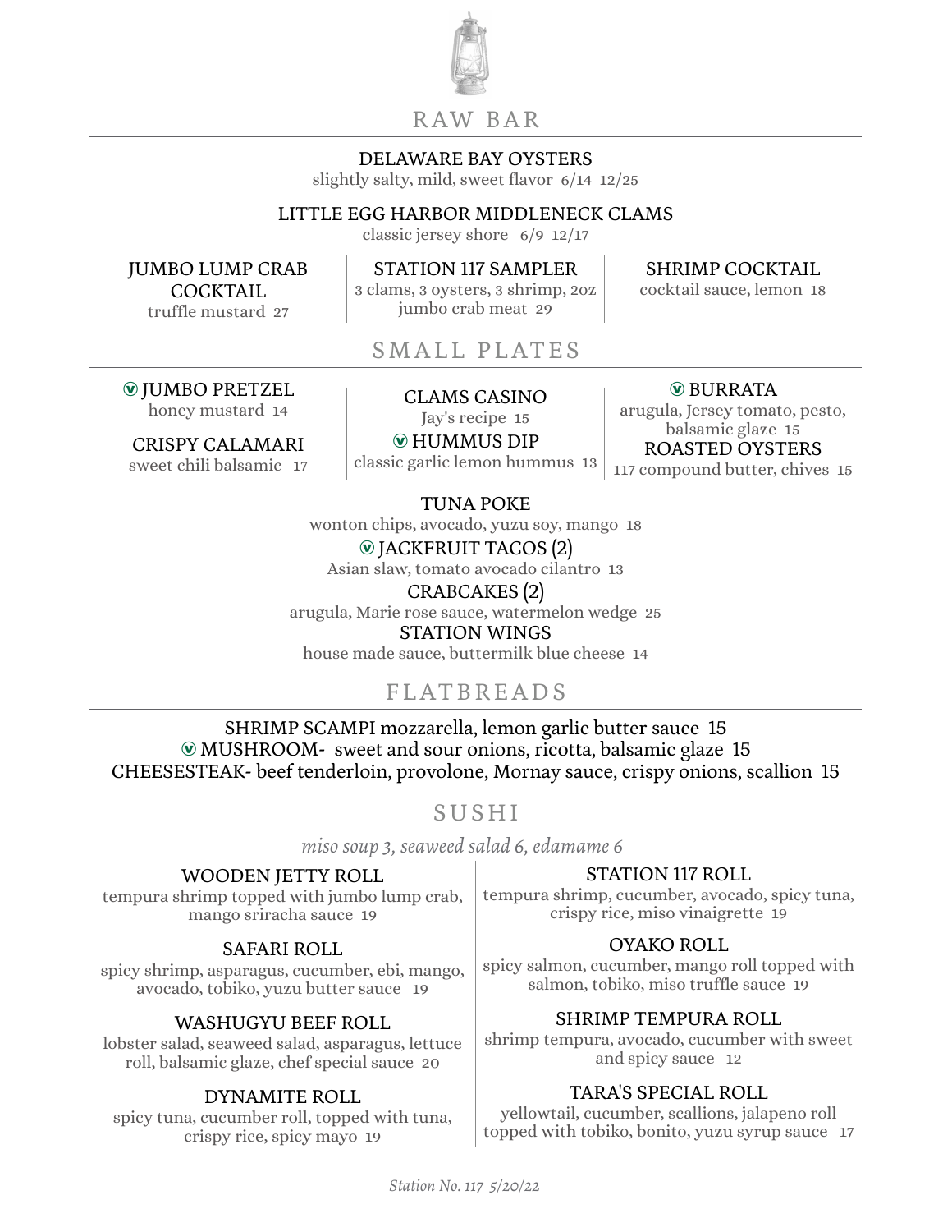## RAW BAR

**DELAWARE BAY OYSTERS**
slightly salty, mild, sweet flavor 6/14 12/25

**LITTLE EGG HARBOR MIDDLENECK CLAMS**
classic jersey shore 6/9 12/17

**JUMBO LUMP CRAB COCKTAIL**
truffle mustard 27

**STATION 117 SAMPLER**
3 clams, 3 oysters, 3 shrimp, 2oz jumbo crab meat 29

**SHRIMP COCKTAIL**
cocktail sauce, lemon 18

## SMALL PLATES

**(V) JUMBO PRETZEL**
honey mustard 14

**CRISPY CALAMARI**
sweet chili balsamic 17

**CLAMS CASINO**
Jay's recipe 15

**(V) HUMMUS DIP**
classic garlic lemon hummus 13

**(V) BURRATA**
arugula, Jersey tomato, pesto, balsamic glaze 15

**ROASTED OYSTERS**
117 compound butter, chives 15

**TUNA POKE**
wonton chips, avocado, yuzu soy, mango 18

**(V) JACKFRUIT TACOS (2)**
Asian slaw, tomato avocado cilantro 13

**CRABCAKES (2)**
arugula, Marie rose sauce, watermelon wedge 25

**STATION WINGS**
house made sauce, buttermilk blue cheese 14

## FLATBREADS

SHRIMP SCAMPI mozzarella, lemon garlic butter sauce 15

(V) MUSHROOM- sweet and sour onions, ricotta, balsamic glaze 15

CHEESESTEAK- beef tenderloin, provolone, Mornay sauce, crispy onions, scallion 15

## SUSHI

*miso soup 3, seaweed salad 6, edamame 6*

**WOODEN JETTY ROLL**
tempura shrimp topped with jumbo lump crab, mango sriracha sauce 19

**SAFARI ROLL**
spicy shrimp, asparagus, cucumber, ebi, mango, avocado, tobiko, yuzu butter sauce 19

**WASHUGYU BEEF ROLL**
lobster salad, seaweed salad, asparagus, lettuce roll, balsamic glaze, chef special sauce 20

**DYNAMITE ROLL**
spicy tuna, cucumber roll, topped with tuna, crispy rice, spicy mayo 19

**STATION 117 ROLL**
tempura shrimp, cucumber, avocado, spicy tuna, crispy rice, miso vinaigrette 19

**OYAKO ROLL**
spicy salmon, cucumber, mango roll topped with salmon, tobiko, miso truffle sauce 19

**SHRIMP TEMPURA ROLL**
shrimp tempura, avocado, cucumber with sweet and spicy sauce 12

**TARA'S SPECIAL ROLL**
yellowtail, cucumber, scallions, jalapeno roll topped with tobiko, bonito, yuzu syrup sauce 17

*Station No. 117 5/20/22*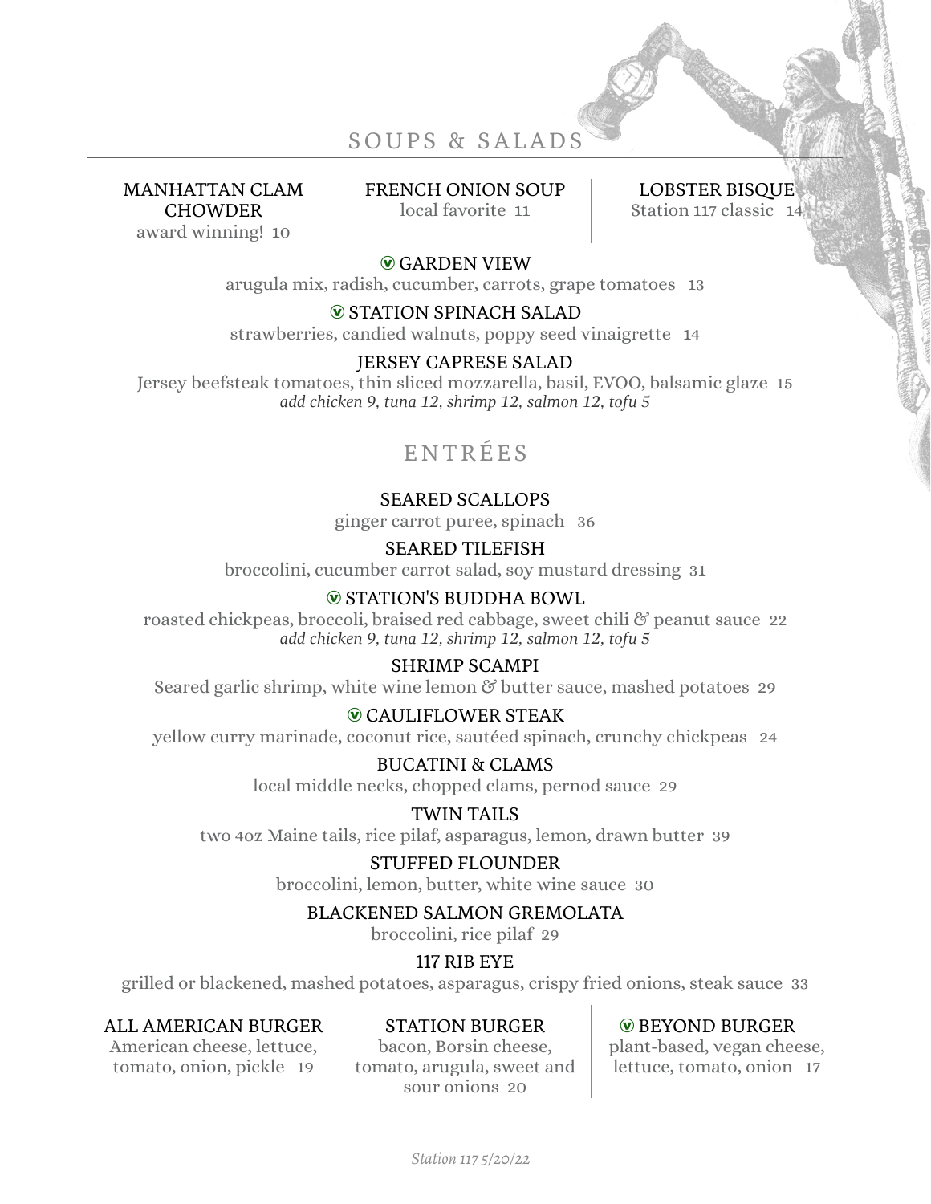## SOUPS & SALADS

**MANHATTAN CLAM CHOWDER**
award winning! 10

**FRENCH ONION SOUP**
local favorite 11

**LOBSTER BISQUE**
Station 117 classic 14

**Ⓥ GARDEN VIEW**
arugula mix, radish, cucumber, carrots, grape tomatoes 13

**Ⓥ STATION SPINACH SALAD**
strawberries, candied walnuts, poppy seed vinaigrette 14

**JERSEY CAPRESE SALAD**
Jersey beefsteak tomatoes, thin sliced mozzarella, basil, EVOO, balsamic glaze 15
*add chicken 9, tuna 12, shrimp 12, salmon 12, tofu 5*

## ENTRÉES

**SEARED SCALLOPS**
ginger carrot puree, spinach 36

**SEARED TILEFISH**
broccolini, cucumber carrot salad, soy mustard dressing 31

**Ⓥ STATION'S BUDDHA BOWL**
roasted chickpeas, broccoli, braised red cabbage, sweet chili & peanut sauce 22
*add chicken 9, tuna 12, shrimp 12, salmon 12, tofu 5*

**SHRIMP SCAMPI**
Seared garlic shrimp, white wine lemon & butter sauce, mashed potatoes 29

**Ⓥ CAULIFLOWER STEAK**
yellow curry marinade, coconut rice, sautéed spinach, crunchy chickpeas 24

**BUCATINI & CLAMS**
local middle necks, chopped clams, pernod sauce 29

**TWIN TAILS**
two 4oz Maine tails, rice pilaf, asparagus, lemon, drawn butter 39

**STUFFED FLOUNDER**
broccolini, lemon, butter, white wine sauce 30

**BLACKENED SALMON GREMOLATA**
broccolini, rice pilaf 29

**117 RIB EYE**
grilled or blackened, mashed potatoes, asparagus, crispy fried onions, steak sauce 33

**ALL AMERICAN BURGER**
American cheese, lettuce, tomato, onion, pickle 19

**STATION BURGER**
bacon, Borsin cheese, tomato, arugula, sweet and sour onions 20

**Ⓥ BEYOND BURGER**
plant-based, vegan cheese, lettuce, tomato, onion 17

*Station 117 5/20/22*